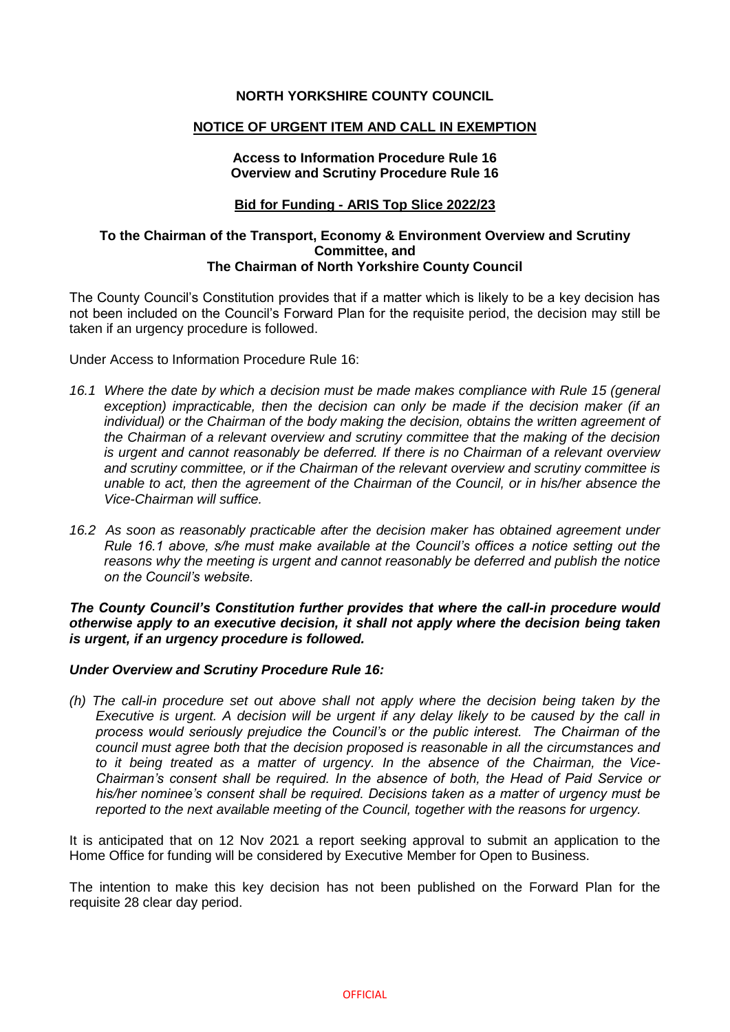# NORTH YORKSHIRE COUNTY COUNCIL

## NOTICE OF URGENT ITEM AND CALL IN EXEMPTION

**Access to Information Procedure Rule 16**
**Overview and Scrutiny Procedure Rule 16**

**Bid for Funding - ARIS Top Slice 2022/23**

**To the Chairman of the Transport, Economy & Environment Overview and Scrutiny Committee, and**
**The Chairman of North Yorkshire County Council**

The County Council's Constitution provides that if a matter which is likely to be a key decision has not been included on the Council's Forward Plan for the requisite period, the decision may still be taken if an urgency procedure is followed.

Under Access to Information Procedure Rule 16:

*16.1 Where the date by which a decision must be made makes compliance with Rule 15 (general exception) impracticable, then the decision can only be made if the decision maker (if an individual) or the Chairman of the body making the decision, obtains the written agreement of the Chairman of a relevant overview and scrutiny committee that the making of the decision is urgent and cannot reasonably be deferred. If there is no Chairman of a relevant overview and scrutiny committee, or if the Chairman of the relevant overview and scrutiny committee is unable to act, then the agreement of the Chairman of the Council, or in his/her absence the Vice-Chairman will suffice.*

*16.2 As soon as reasonably practicable after the decision maker has obtained agreement under Rule 16.1 above, s/he must make available at the Council's offices a notice setting out the reasons why the meeting is urgent and cannot reasonably be deferred and publish the notice on the Council's website.*

***The County Council's Constitution further provides that where the call-in procedure would otherwise apply to an executive decision, it shall not apply where the decision being taken is urgent, if an urgency procedure is followed.***

***Under Overview and Scrutiny Procedure Rule 16:***

*(h) The call-in procedure set out above shall not apply where the decision being taken by the Executive is urgent. A decision will be urgent if any delay likely to be caused by the call in process would seriously prejudice the Council's or the public interest. The Chairman of the council must agree both that the decision proposed is reasonable in all the circumstances and to it being treated as a matter of urgency. In the absence of the Chairman, the Vice-Chairman's consent shall be required. In the absence of both, the Head of Paid Service or his/her nominee's consent shall be required. Decisions taken as a matter of urgency must be reported to the next available meeting of the Council, together with the reasons for urgency.*

It is anticipated that on 12 Nov 2021 a report seeking approval to submit an application to the Home Office for funding will be considered by Executive Member for Open to Business.

The intention to make this key decision has not been published on the Forward Plan for the requisite 28 clear day period.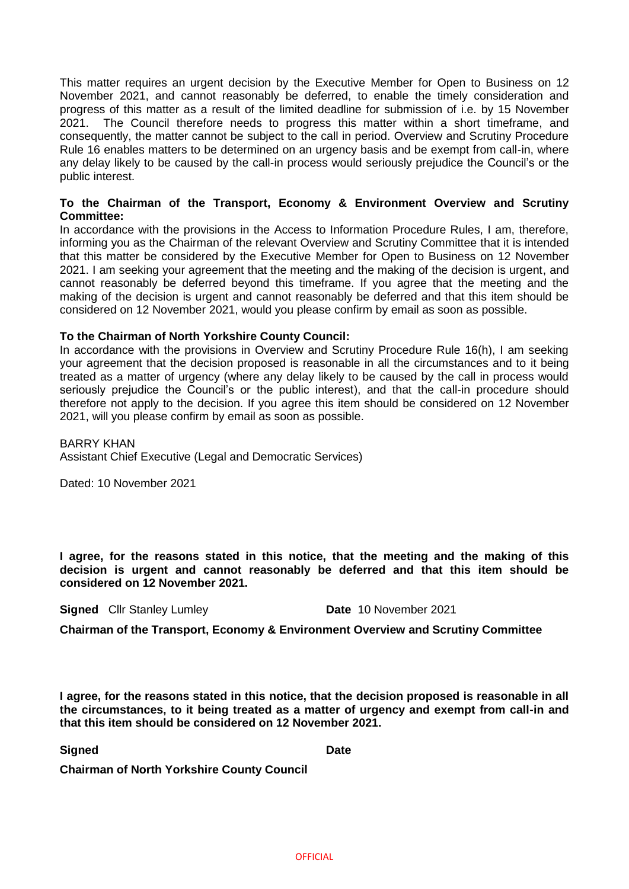This matter requires an urgent decision by the Executive Member for Open to Business on 12 November 2021, and cannot reasonably be deferred, to enable the timely consideration and progress of this matter as a result of the limited deadline for submission of i.e. by 15 November 2021. The Council therefore needs to progress this matter within a short timeframe, and consequently, the matter cannot be subject to the call in period. Overview and Scrutiny Procedure Rule 16 enables matters to be determined on an urgency basis and be exempt from call-in, where any delay likely to be caused by the call-in process would seriously prejudice the Council's or the public interest.

**To the Chairman of the Transport, Economy & Environment Overview and Scrutiny Committee:**
In accordance with the provisions in the Access to Information Procedure Rules, I am, therefore, informing you as the Chairman of the relevant Overview and Scrutiny Committee that it is intended that this matter be considered by the Executive Member for Open to Business on 12 November 2021. I am seeking your agreement that the meeting and the making of the decision is urgent, and cannot reasonably be deferred beyond this timeframe. If you agree that the meeting and the making of the decision is urgent and cannot reasonably be deferred and that this item should be considered on 12 November 2021, would you please confirm by email as soon as possible.

**To the Chairman of North Yorkshire County Council:**
In accordance with the provisions in Overview and Scrutiny Procedure Rule 16(h), I am seeking your agreement that the decision proposed is reasonable in all the circumstances and to it being treated as a matter of urgency (where any delay likely to be caused by the call in process would seriously prejudice the Council's or the public interest), and that the call-in procedure should therefore not apply to the decision. If you agree this item should be considered on 12 November 2021, will you please confirm by email as soon as possible.

BARRY KHAN
Assistant Chief Executive (Legal and Democratic Services)

Dated: 10 November 2021

**I agree, for the reasons stated in this notice, that the meeting and the making of this decision is urgent and cannot reasonably be deferred and that this item should be considered on 12 November 2021.**

**Signed** Cllr Stanley Lumley **Date** 10 November 2021

**Chairman of the Transport, Economy & Environment Overview and Scrutiny Committee**

**I agree, for the reasons stated in this notice, that the decision proposed is reasonable in all the circumstances, to it being treated as a matter of urgency and exempt from call-in and that this item should be considered on 12 November 2021.**

**Signed** **Date**

**Chairman of North Yorkshire County Council**

OFFICIAL